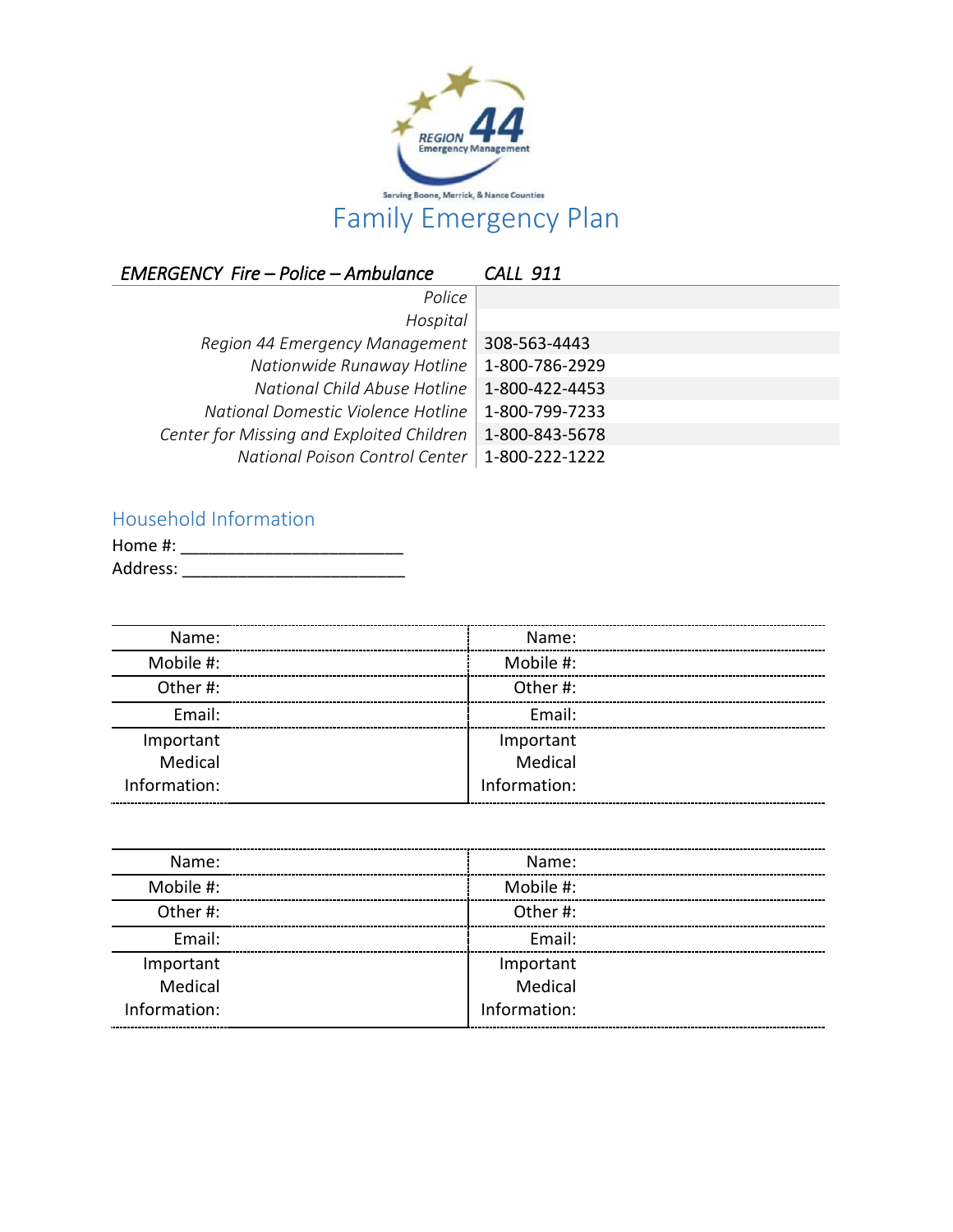REGION 44 Emergency Management

Serving Boone, Merrick, & Nance Counties

# Family Emergency Plan

| *EMERGENCY Fire – Police – Ambulance* | *CALL 911* |
|---|---|
| *Police* | |
| *Hospital* | |
| *Region 44 Emergency Management* | 308-563-4443 |
| *Nationwide Runaway Hotline* | 1-800-786-2929 |
| *National Child Abuse Hotline* | 1-800-422-4453 |
| *National Domestic Violence Hotline* | 1-800-799-7233 |
| *Center for Missing and Exploited Children* | 1-800-843-5678 |
| *National Poison Control Center* | 1-800-222-1222 |

## Household Information

Home #: ________________________

Address: ________________________

| | | | |
|---|---|---|---|
| Name: | | Name: | |
| Mobile #: | | Mobile #: | |
| Other #: | | Other #: | |
| Email: | | Email: | |
| Important Medical Information: | | Important Medical Information: | |

| | | | |
|---|---|---|---|
| Name: | | Name: | |
| Mobile #: | | Mobile #: | |
| Other #: | | Other #: | |
| Email: | | Email: | |
| Important Medical Information: | | Important Medical Information: | |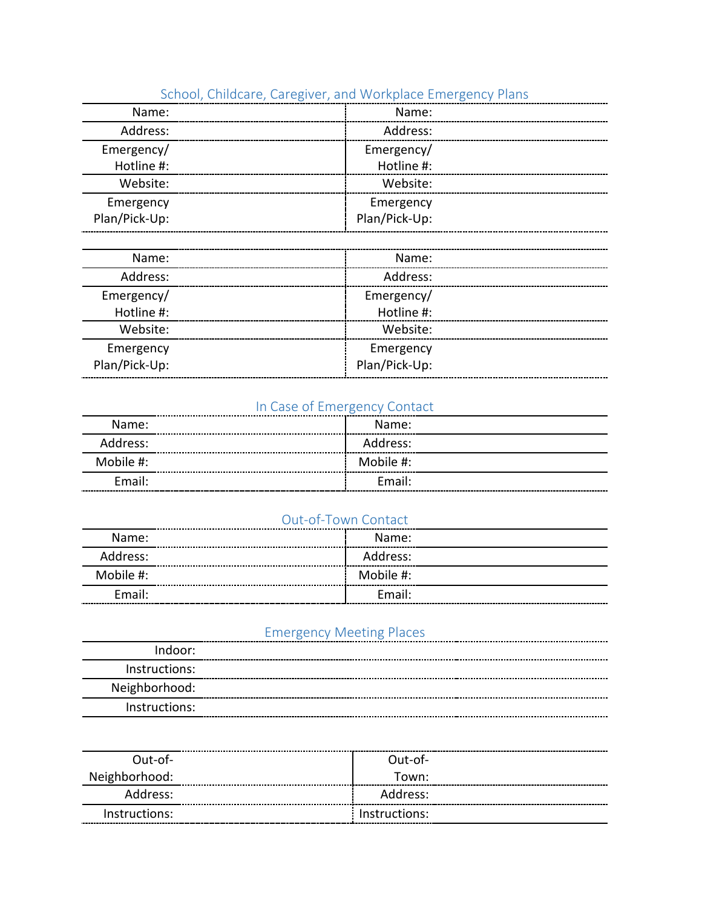## School, Childcare, Caregiver, and Workplace Emergency Plans

| | | | |
|---|---|---|---|
| Name: | | Name: | |
| Address: | | Address: | |
| Emergency/ Hotline #: | | Emergency/ Hotline #: | |
| Website: | | Website: | |
| Emergency Plan/Pick-Up: | | Emergency Plan/Pick-Up: | |

| | | | |
|---|---|---|---|
| Name: | | Name: | |
| Address: | | Address: | |
| Emergency/ Hotline #: | | Emergency/ Hotline #: | |
| Website: | | Website: | |
| Emergency Plan/Pick-Up: | | Emergency Plan/Pick-Up: | |

## In Case of Emergency Contact

| | | | |
|---|---|---|---|
| Name: | | Name: | |
| Address: | | Address: | |
| Mobile #: | | Mobile #: | |
| Email: | | Email: | |

## Out-of-Town Contact

| | | | |
|---|---|---|---|
| Name: | | Name: | |
| Address: | | Address: | |
| Mobile #: | | Mobile #: | |
| Email: | | Email: | |

## Emergency Meeting Places

| | |
|---|---|
| Indoor: | |
| Instructions: | |
| Neighborhood: | |
| Instructions: | |

| | | | |
|---|---|---|---|
| Out-of-Neighborhood: | | Out-of-Town: | |
| Address: | | Address: | |
| Instructions: | | Instructions: | |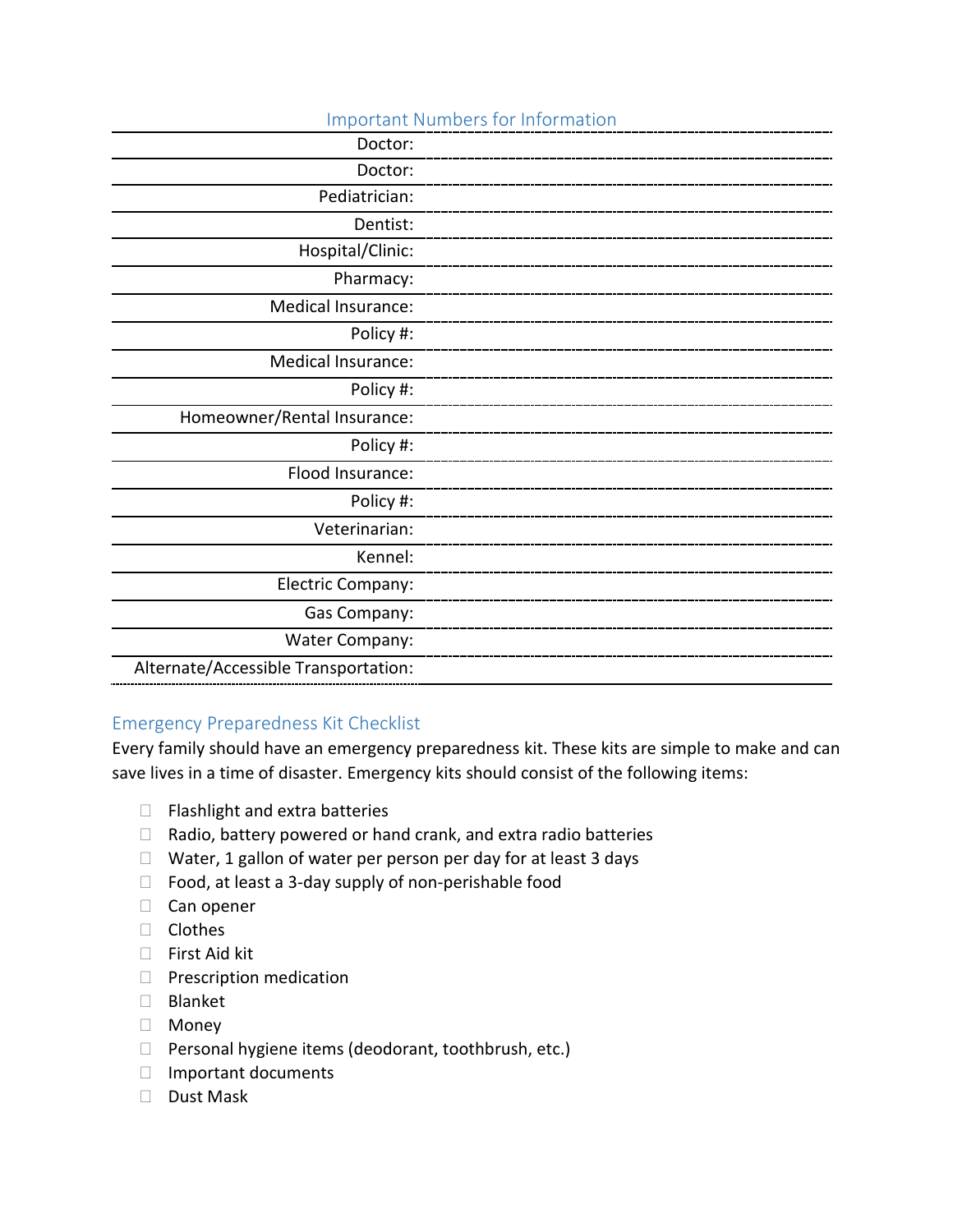## Important Numbers for Information

| | |
|---|---|
| Doctor: | |
| Doctor: | |
| Pediatrician: | |
| Dentist: | |
| Hospital/Clinic: | |
| Pharmacy: | |
| Medical Insurance: | |
| Policy #: | |
| Medical Insurance: | |
| Policy #: | |
| Homeowner/Rental Insurance: | |
| Policy #: | |
| Flood Insurance: | |
| Policy #: | |
| Veterinarian: | |
| Kennel: | |
| Electric Company: | |
| Gas Company: | |
| Water Company: | |
| Alternate/Accessible Transportation: | |

## Emergency Preparedness Kit Checklist

Every family should have an emergency preparedness kit. These kits are simple to make and can save lives in a time of disaster. Emergency kits should consist of the following items:

- [ ] Flashlight and extra batteries
- [ ] Radio, battery powered or hand crank, and extra radio batteries
- [ ] Water, 1 gallon of water per person per day for at least 3 days
- [ ] Food, at least a 3-day supply of non-perishable food
- [ ] Can opener
- [ ] Clothes
- [ ] First Aid kit
- [ ] Prescription medication
- [ ] Blanket
- [ ] Money
- [ ] Personal hygiene items (deodorant, toothbrush, etc.)
- [ ] Important documents
- [ ] Dust Mask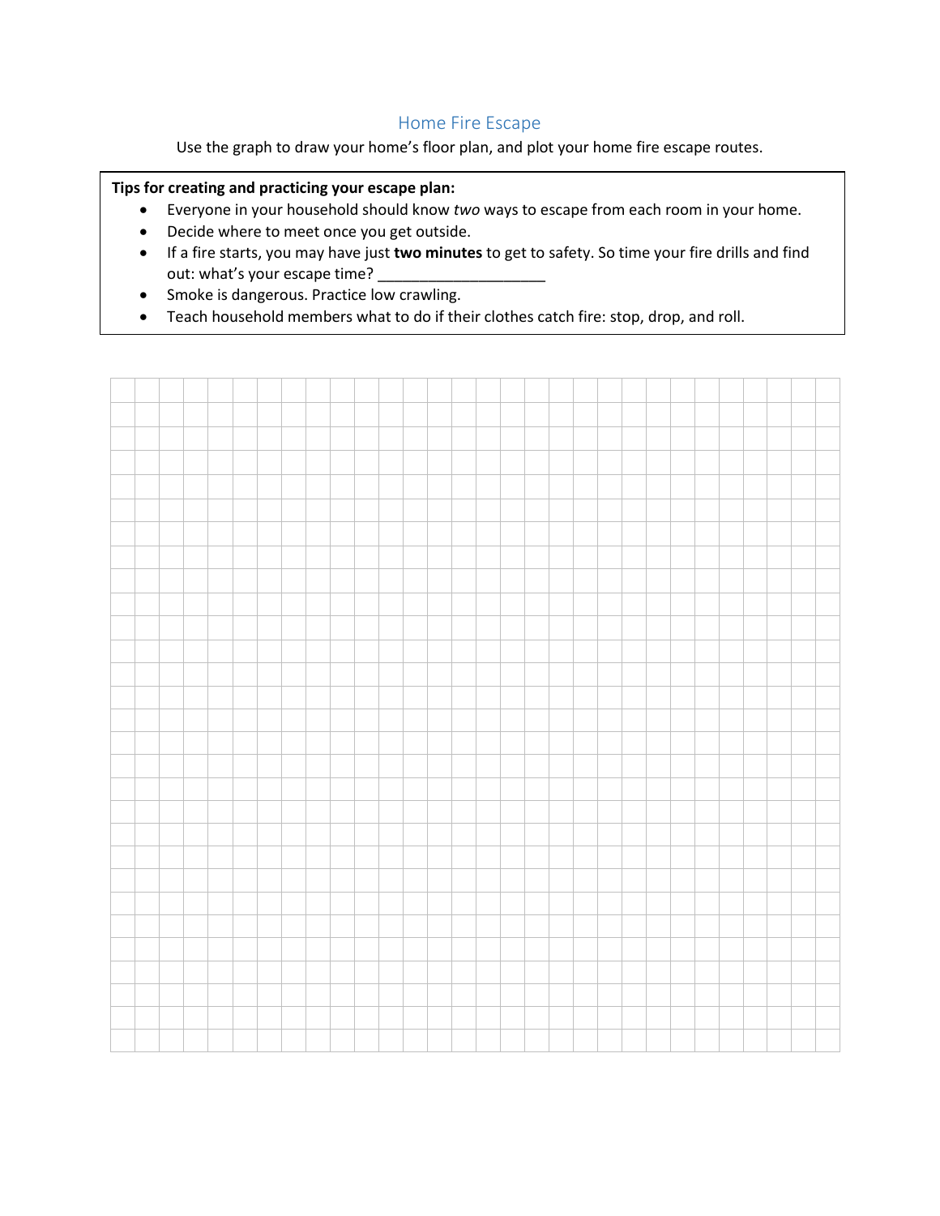## Home Fire Escape

Use the graph to draw your home's floor plan, and plot your home fire escape routes.

**Tips for creating and practicing your escape plan:**

- Everyone in your household should know *two* ways to escape from each room in your home.
- Decide where to meet once you get outside.
- If a fire starts, you may have just **two minutes** to get to safety. So time your fire drills and find out: what's your escape time? ____________________
- Smoke is dangerous. Practice low crawling.
- Teach household members what to do if their clothes catch fire: stop, drop, and roll.